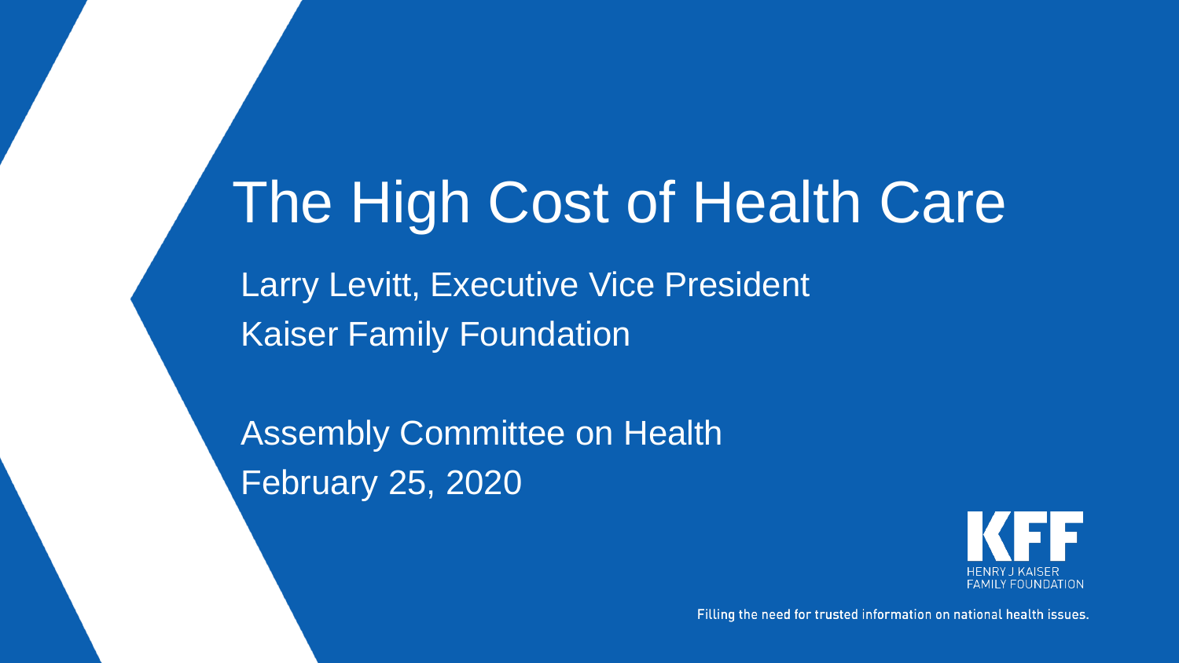# The High Cost of Health Care

Larry Levitt, Executive Vice President

Kaiser Family Foundation

Assembly Committee on Health

February 25, 2020

KFF

HENRY J KAISER FAMILY FOUNDATION

Filling the need for trusted information on national health issues.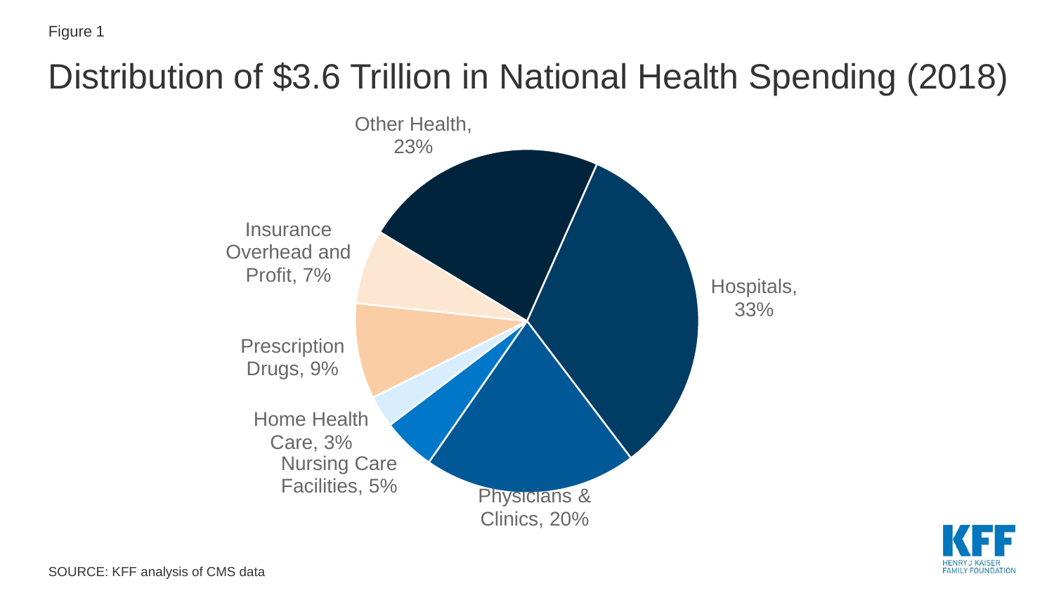Figure 1

# Distribution of $3.6 Trillion in National Health Spending (2018)

| Category | Share |
|---|---|
| Hospitals | 33% |
| Physicians & Clinics | 20% |
| Nursing Care Facilities | 5% |
| Home Health Care | 3% |
| Prescription Drugs | 9% |
| Insurance Overhead and Profit | 7% |
| Other Health | 23% |

SOURCE: KFF analysis of CMS data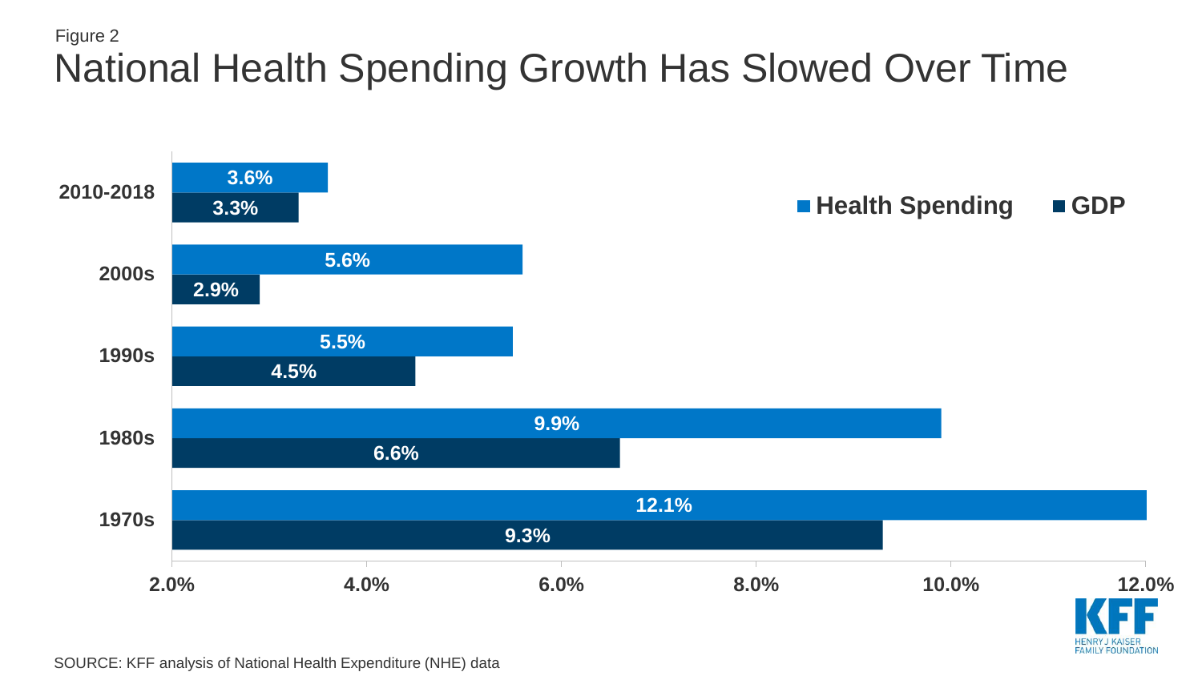Figure 2

# National Health Spending Growth Has Slowed Over Time

| | Health Spending | GDP |
|---|---|---|
| 2010-2018 | 3.6% | 3.3% |
| 2000s | 5.6% | 2.9% |
| 1990s | 5.5% | 4.5% |
| 1980s | 9.9% | 6.6% |
| 1970s | 12.1% | 9.3% |

SOURCE: KFF analysis of National Health Expenditure (NHE) data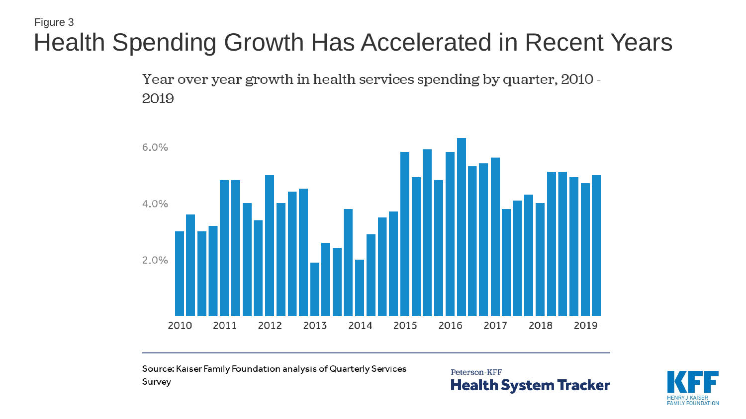Figure 3

# Health Spending Growth Has Accelerated in Recent Years

Year over year growth in health services spending by quarter, 2010 - 2019

Source: Kaiser Family Foundation analysis of Quarterly Services Survey

Peterson-KFF **Health System Tracker**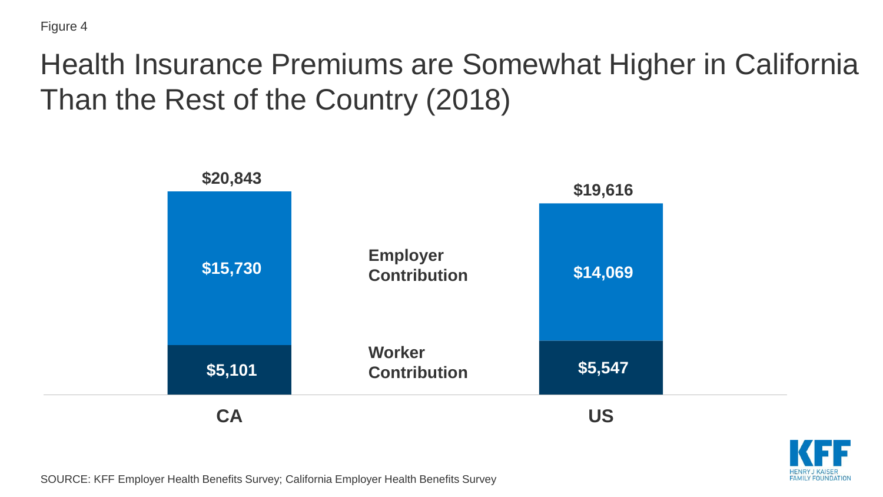Figure 4

# Health Insurance Premiums are Somewhat Higher in California Than the Rest of the Country (2018)

| | CA | US |
| --- | --- | --- |
| Employer Contribution | $15,730 | $14,069 |
| Worker Contribution | $5,101 | $5,547 |
| Total | $20,843 | $19,616 |

SOURCE: KFF Employer Health Benefits Survey; California Employer Health Benefits Survey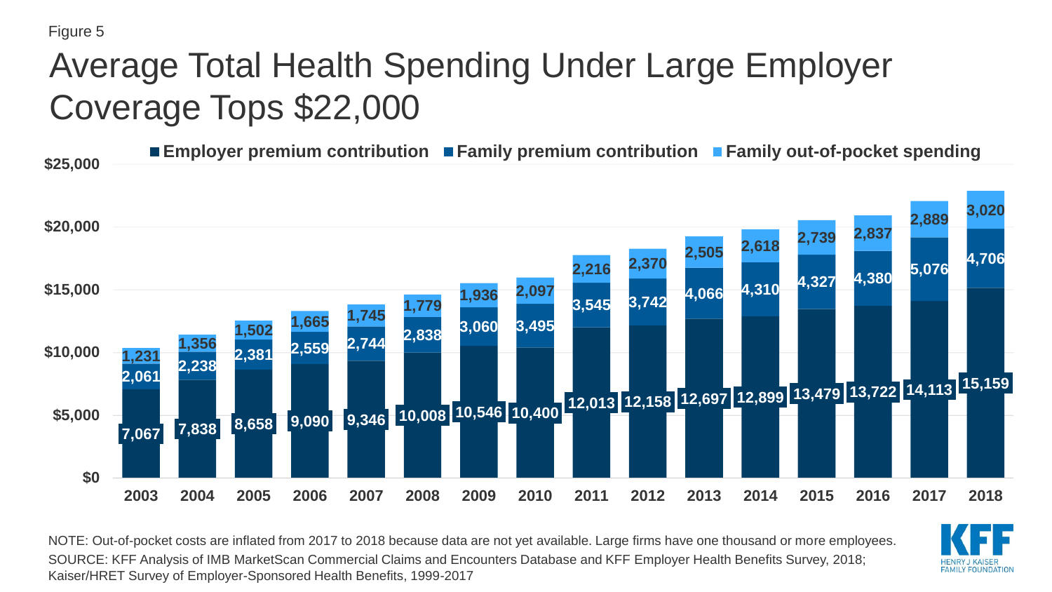Figure 5

# Average Total Health Spending Under Large Employer Coverage Tops $22,000

| Year | Employer premium contribution | Family premium contribution | Family out-of-pocket spending |
|---|---|---|---|
| 2003 | 7,067 | 2,061 | 1,231 |
| 2004 | 7,838 | 2,238 | 1,356 |
| 2005 | 8,658 | 2,381 | 1,502 |
| 2006 | 9,090 | 2,559 | 1,665 |
| 2007 | 9,346 | 2,744 | 1,745 |
| 2008 | 10,008 | 2,838 | 1,779 |
| 2009 | 10,546 | 3,060 | 1,936 |
| 2010 | 10,400 | 3,495 | 2,097 |
| 2011 | 12,013 | 3,545 | 2,216 |
| 2012 | 12,158 | 3,742 | 2,370 |
| 2013 | 12,697 | 4,066 | 2,505 |
| 2014 | 12,899 | 4,310 | 2,618 |
| 2015 | 13,479 | 4,327 | 2,739 |
| 2016 | 13,722 | 4,380 | 2,837 |
| 2017 | 14,113 | 5,076 | 2,889 |
| 2018 | 15,159 | 4,706 | 3,020 |

NOTE: Out-of-pocket costs are inflated from 2017 to 2018 because data are not yet available. Large firms have one thousand or more employees.

SOURCE: KFF Analysis of IMB MarketScan Commercial Claims and Encounters Database and KFF Employer Health Benefits Survey, 2018; Kaiser/HRET Survey of Employer-Sponsored Health Benefits, 1999-2017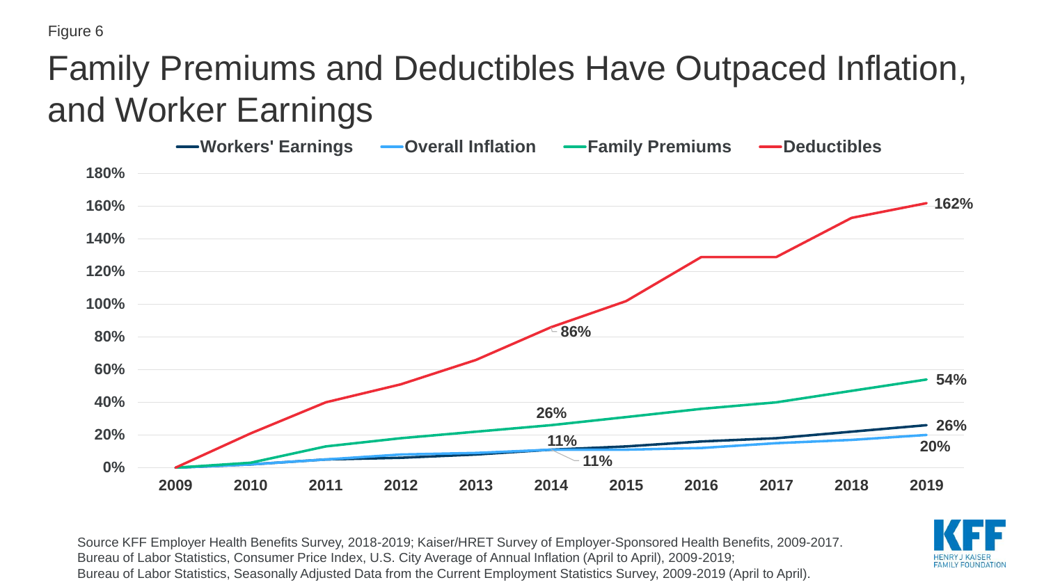Figure 6

# Family Premiums and Deductibles Have Outpaced Inflation, and Worker Earnings

Workers' Earnings | Overall Inflation | Family Premiums | Deductibles

180%
160%
140%
120%
100%
80%
60%
40%
20%
0%

2009 2010 2011 2012 2013 2014 2015 2016 2017 2018 2019

162%
86%
54%
26%
26%
11%
11%
20%

Source KFF Employer Health Benefits Survey, 2018-2019; Kaiser/HRET Survey of Employer-Sponsored Health Benefits, 2009-2017.
Bureau of Labor Statistics, Consumer Price Index, U.S. City Average of Annual Inflation (April to April), 2009-2019;
Bureau of Labor Statistics, Seasonally Adjusted Data from the Current Employment Statistics Survey, 2009-2019 (April to April).

KFF HENRY J KAISER FAMILY FOUNDATION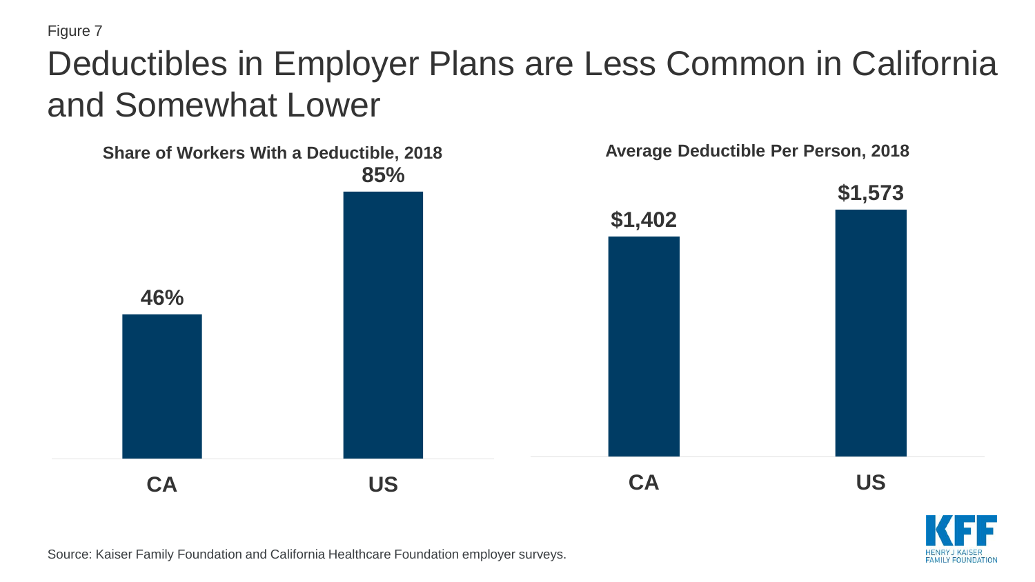Figure 7

# Deductibles in Employer Plans are Less Common in California and Somewhat Lower

**Share of Workers With a Deductible, 2018**

| | Share |
|---|---|
| CA | 46% |
| US | 85% |

**Average Deductible Per Person, 2018**

| | Average Deductible |
|---|---|
| CA | $1,402 |
| US | $1,573 |

Source: Kaiser Family Foundation and California Healthcare Foundation employer surveys.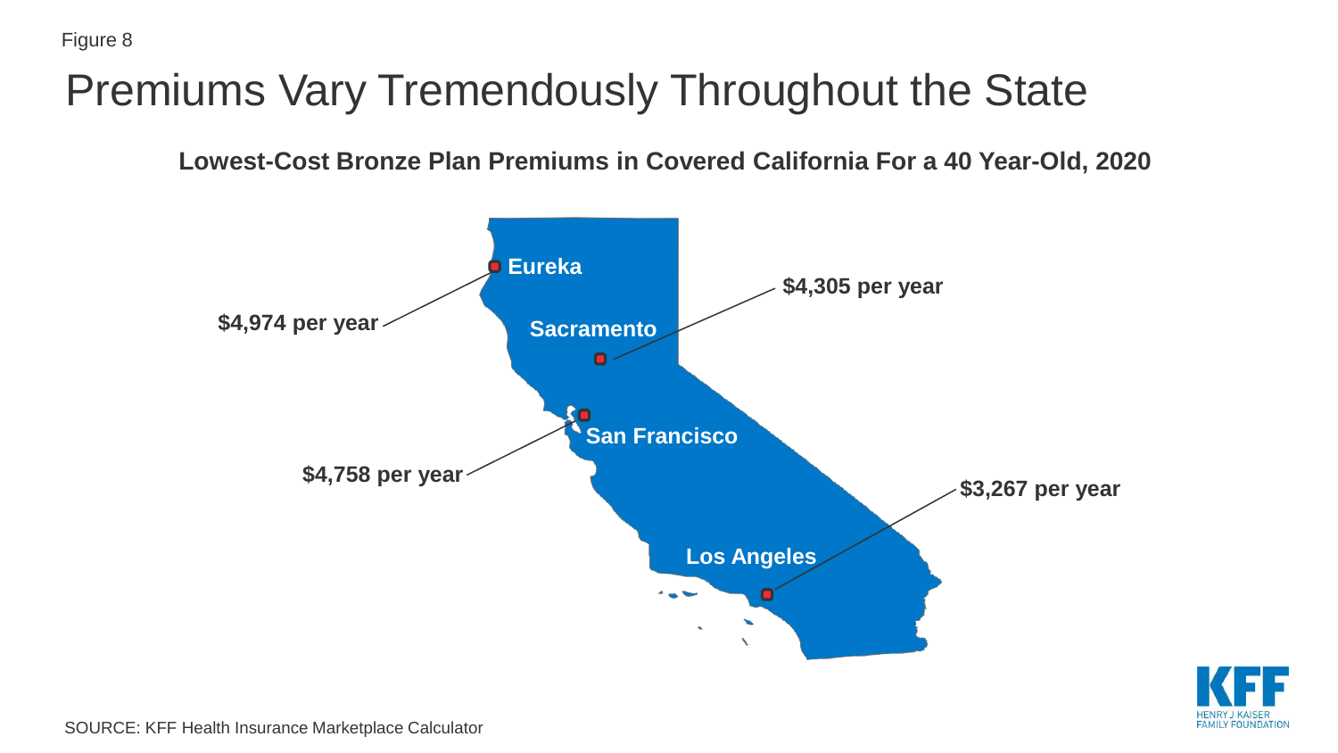Figure 8

# Premiums Vary Tremendously Throughout the State

**Lowest-Cost Bronze Plan Premiums in Covered California For a 40 Year-Old, 2020**

| City | Premium |
| --- | --- |
| Eureka | $4,974 per year |
| Sacramento | $4,305 per year |
| San Francisco | $4,758 per year |
| Los Angeles | $3,267 per year |

SOURCE: KFF Health Insurance Marketplace Calculator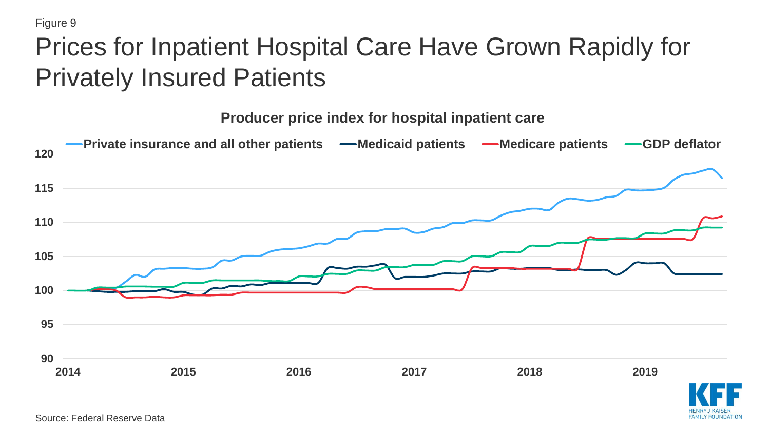Figure 9

# Prices for Inpatient Hospital Care Have Grown Rapidly for Privately Insured Patients

**Producer price index for hospital inpatient care**

**Private insurance and all other patients** | **Medicaid patients** | **Medicare patients** | **GDP deflator**

Source: Federal Reserve Data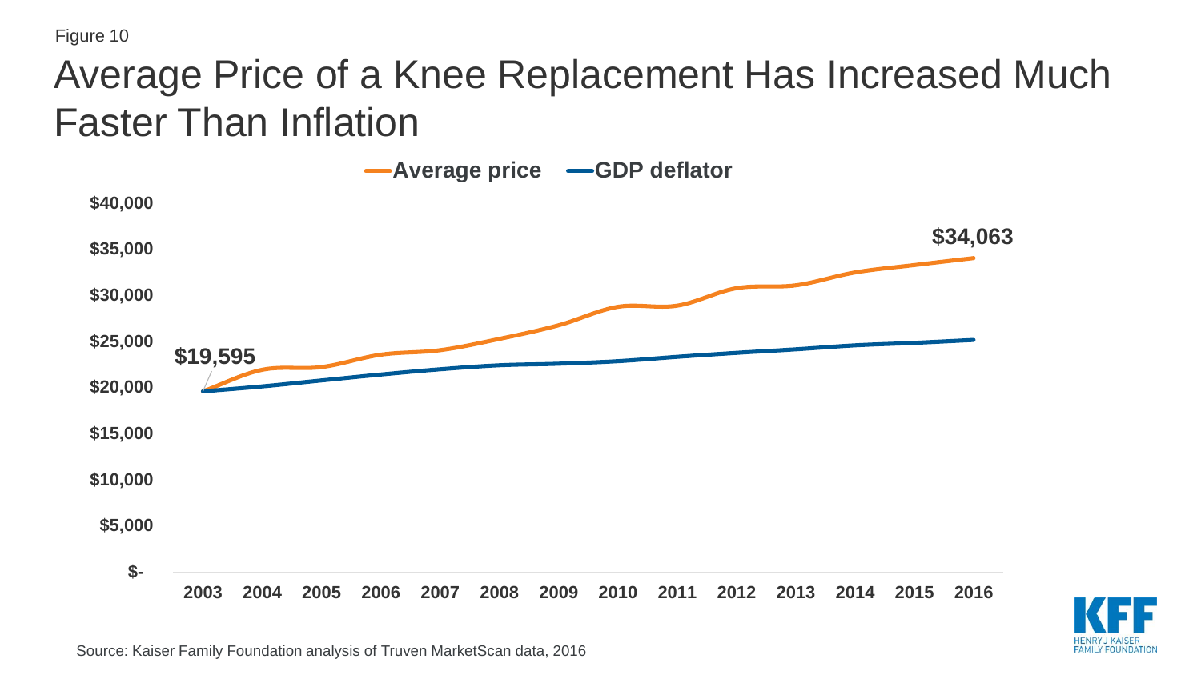Figure 10

# Average Price of a Knee Replacement Has Increased Much Faster Than Inflation

**Average price** **GDP deflator**

**$40,000**
**$35,000**
**$30,000**
**$25,000**
**$20,000**
**$15,000**
**$10,000**
**$5,000**
**$-**

**$19,595**

**$34,063**

**2003 2004 2005 2006 2007 2008 2009 2010 2011 2012 2013 2014 2015 2016**

Source: Kaiser Family Foundation analysis of Truven MarketScan data, 2016

KFF HENRY J KAISER FAMILY FOUNDATION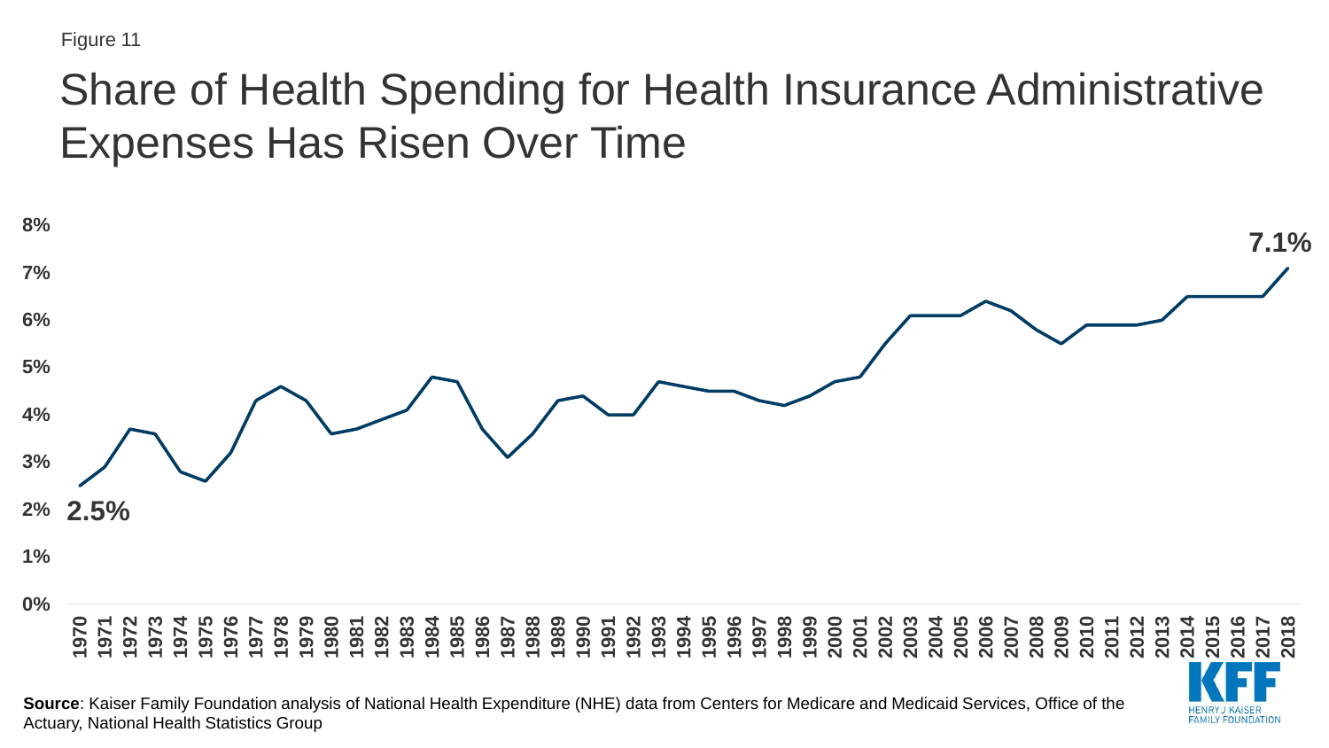Figure 11

# Share of Health Spending for Health Insurance Administrative Expenses Has Risen Over Time

8%
7%
6%
5%
4%
3%
2%
1%
0%

2.5%

7.1%

1970 1971 1972 1973 1974 1975 1976 1977 1978 1979 1980 1981 1982 1983 1984 1985 1986 1987 1988 1989 1990 1991 1992 1993 1994 1995 1996 1997 1998 1999 2000 2001 2002 2003 2004 2005 2006 2007 2008 2009 2010 2011 2012 2013 2014 2015 2016 2017 2018

**Source**: Kaiser Family Foundation analysis of National Health Expenditure (NHE) data from Centers for Medicare and Medicaid Services, Office of the Actuary, National Health Statistics Group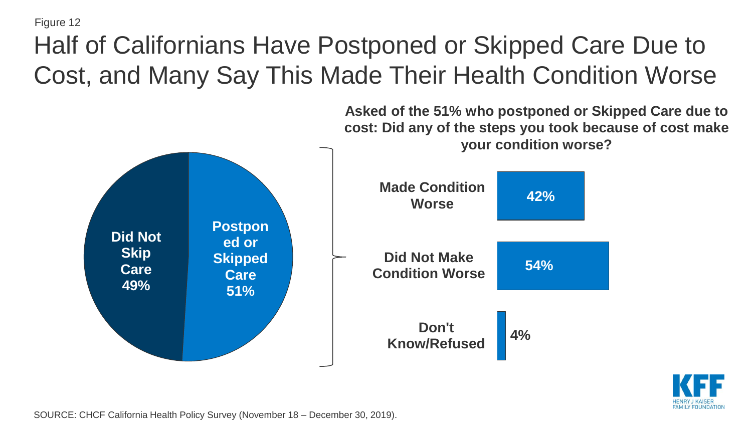Figure 12

# Half of Californians Have Postponed or Skipped Care Due to Cost, and Many Say This Made Their Health Condition Worse

| | |
|---|---|
| Did Not Skip Care | 49% |
| Postponed or Skipped Care | 51% |

**Asked of the 51% who postponed or Skipped Care due to cost: Did any of the steps you took because of cost make your condition worse?**

| | |
|---|---|
| **Made Condition Worse** | **42%** |
| **Did Not Make Condition Worse** | **54%** |
| **Don't Know/Refused** | **4%** |

SOURCE: CHCF California Health Policy Survey (November 18 – December 30, 2019).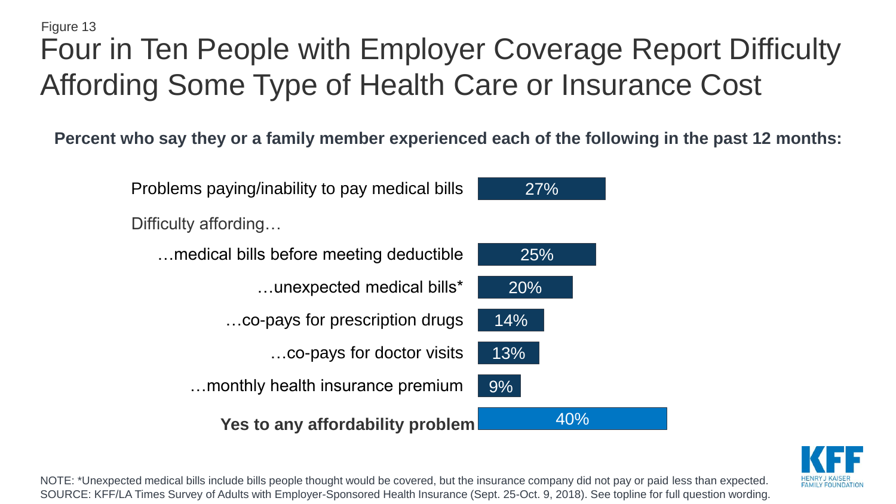Figure 13

# Four in Ten People with Employer Coverage Report Difficulty Affording Some Type of Health Care or Insurance Cost

**Percent who say they or a family member experienced each of the following in the past 12 months:**

| Item | Percent |
|---|---|
| Problems paying/inability to pay medical bills | 27% |
| Difficulty affording… | |
| …medical bills before meeting deductible | 25% |
| …unexpected medical bills* | 20% |
| …co-pays for prescription drugs | 14% |
| …co-pays for doctor visits | 13% |
| …monthly health insurance premium | 9% |
| **Yes to any affordability problem** | 40% |

NOTE: *Unexpected medical bills include bills people thought would be covered, but the insurance company did not pay or paid less than expected.
SOURCE: KFF/LA Times Survey of Adults with Employer-Sponsored Health Insurance (Sept. 25-Oct. 9, 2018). See topline for full question wording.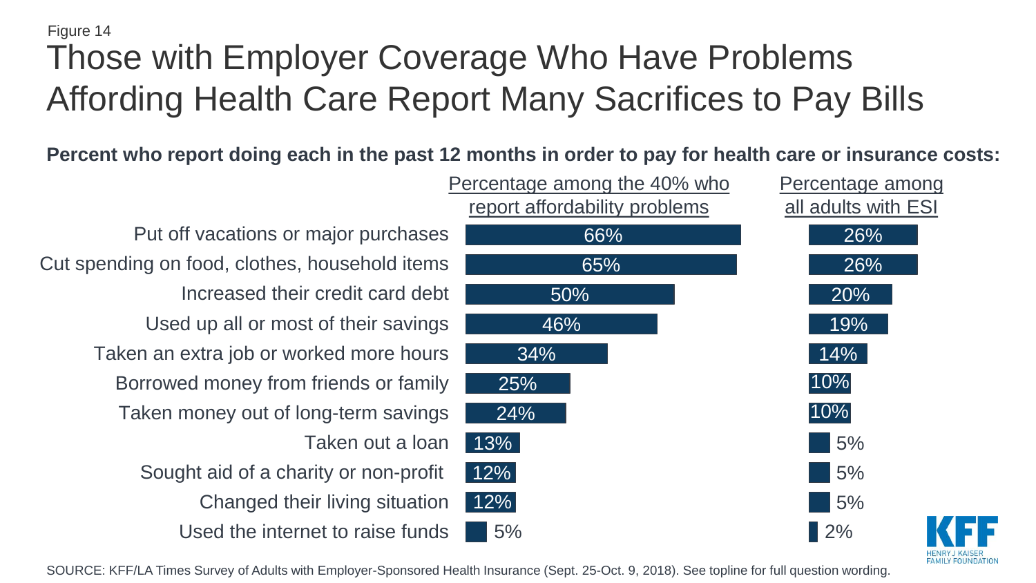Figure 14

# Those with Employer Coverage Who Have Problems Affording Health Care Report Many Sacrifices to Pay Bills

**Percent who report doing each in the past 12 months in order to pay for health care or insurance costs:**

Percentage among the 40% who report affordability problems

Percentage among all adults with ESI

Put off vacations or major purchases 66% 26%

Cut spending on food, clothes, household items 65% 26%

Increased their credit card debt 50% 20%

Used up all or most of their savings 46% 19%

Taken an extra job or worked more hours 34% 14%

Borrowed money from friends or family 25% 10%

Taken money out of long-term savings 24% 10%

Taken out a loan 13% 5%

Sought aid of a charity or non-profit 12% 5%

Changed their living situation 12% 5%

Used the internet to raise funds 5% 2%

SOURCE: KFF/LA Times Survey of Adults with Employer-Sponsored Health Insurance (Sept. 25-Oct. 9, 2018). See topline for full question wording.